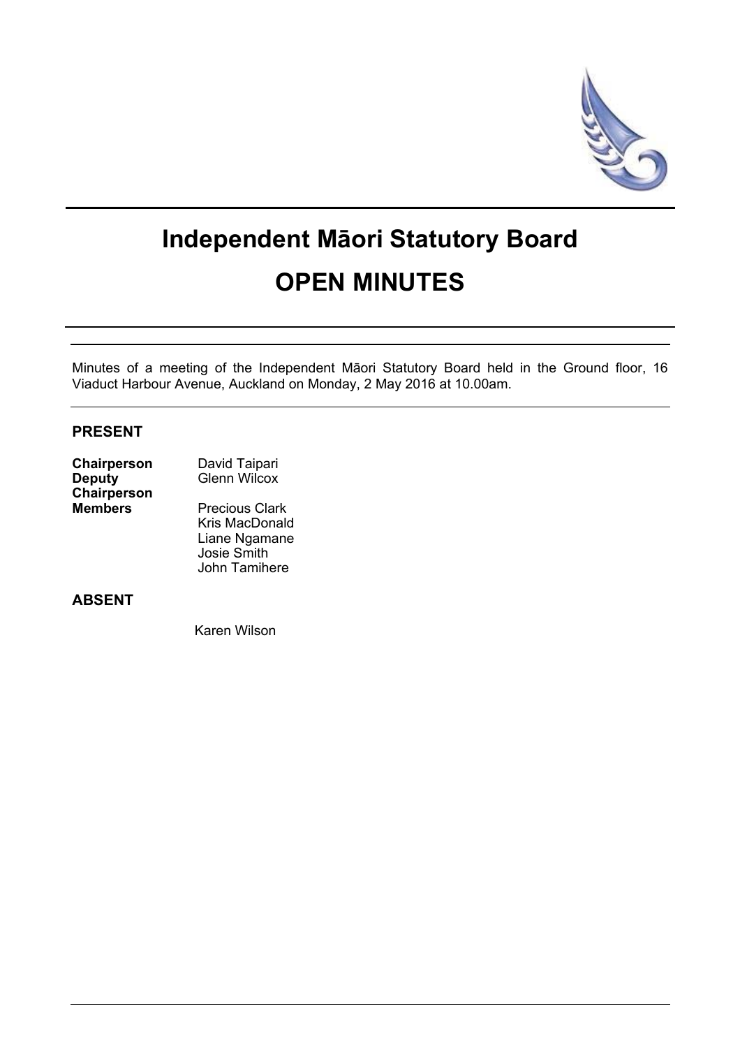# Independent Māori Statutory Board

# OPEN MINUTES

Minutes of a meeting of the Independent Māori Statutory Board held in the Ground floor, 16 Viaduct Harbour Avenue, Auckland on Monday, 2 May 2016 at 10.00am.

## PRESENT

| | |
|---|---|
| **Chairperson** | David Taipari |
| **Deputy Chairperson** | Glenn Wilcox |
| **Members** | Precious Clark |
| | Kris MacDonald |
| | Liane Ngamane |
| | Josie Smith |
| | John Tamihere |

## ABSENT

Karen Wilson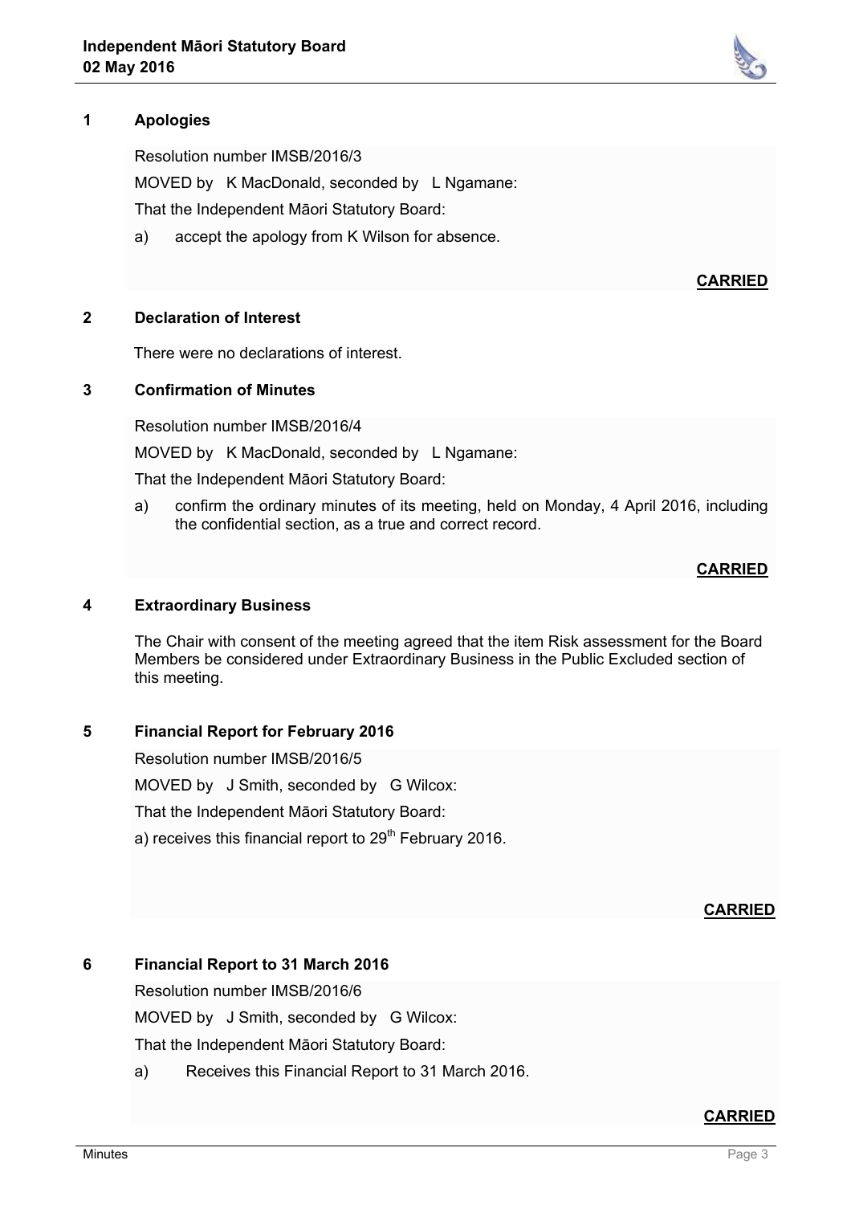## 1 Apologies

Resolution number IMSB/2016/3

MOVED by K MacDonald, seconded by L Ngamane:

That the Independent Māori Statutory Board:

a) accept the apology from K Wilson for absence.

**CARRIED**

## 2 Declaration of Interest

There were no declarations of interest.

## 3 Confirmation of Minutes

Resolution number IMSB/2016/4

MOVED by K MacDonald, seconded by L Ngamane:

That the Independent Māori Statutory Board:

a) confirm the ordinary minutes of its meeting, held on Monday, 4 April 2016, including the confidential section, as a true and correct record.

**CARRIED**

## 4 Extraordinary Business

The Chair with consent of the meeting agreed that the item Risk assessment for the Board Members be considered under Extraordinary Business in the Public Excluded section of this meeting.

## 5 Financial Report for February 2016

Resolution number IMSB/2016/5

MOVED by J Smith, seconded by G Wilcox:

That the Independent Māori Statutory Board:

a) receives this financial report to 29th February 2016.

**CARRIED**

## 6 Financial Report to 31 March 2016

Resolution number IMSB/2016/6

MOVED by J Smith, seconded by G Wilcox:

That the Independent Māori Statutory Board:

a) Receives this Financial Report to 31 March 2016.

**CARRIED**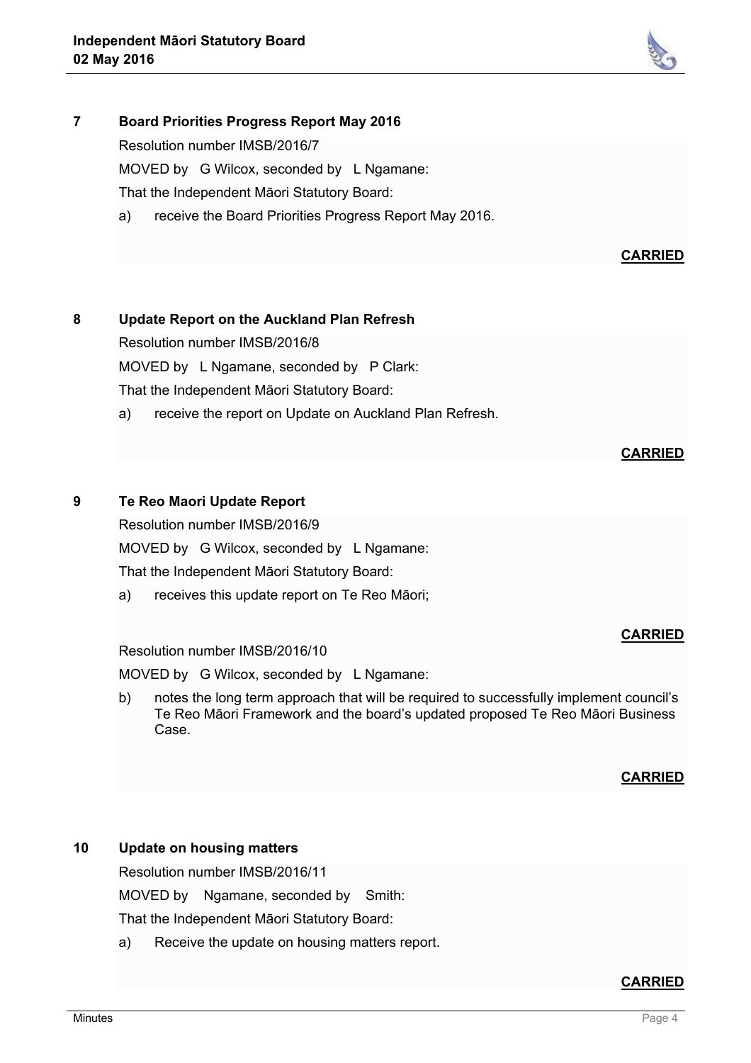## 7 Board Priorities Progress Report May 2016

Resolution number IMSB/2016/7

MOVED by G Wilcox, seconded by L Ngamane:

That the Independent Māori Statutory Board:

a) receive the Board Priorities Progress Report May 2016.

**CARRIED**

## 8 Update Report on the Auckland Plan Refresh

Resolution number IMSB/2016/8

MOVED by L Ngamane, seconded by P Clark:

That the Independent Māori Statutory Board:

a) receive the report on Update on Auckland Plan Refresh.

**CARRIED**

## 9 Te Reo Maori Update Report

Resolution number IMSB/2016/9

MOVED by G Wilcox, seconded by L Ngamane:

That the Independent Māori Statutory Board:

a) receives this update report on Te Reo Māori;

**CARRIED**

Resolution number IMSB/2016/10

MOVED by G Wilcox, seconded by L Ngamane:

b) notes the long term approach that will be required to successfully implement council's Te Reo Māori Framework and the board's updated proposed Te Reo Māori Business Case.

**CARRIED**

## 10 Update on housing matters

Resolution number IMSB/2016/11

MOVED by Ngamane, seconded by Smith:

That the Independent Māori Statutory Board:

a) Receive the update on housing matters report.

**CARRIED**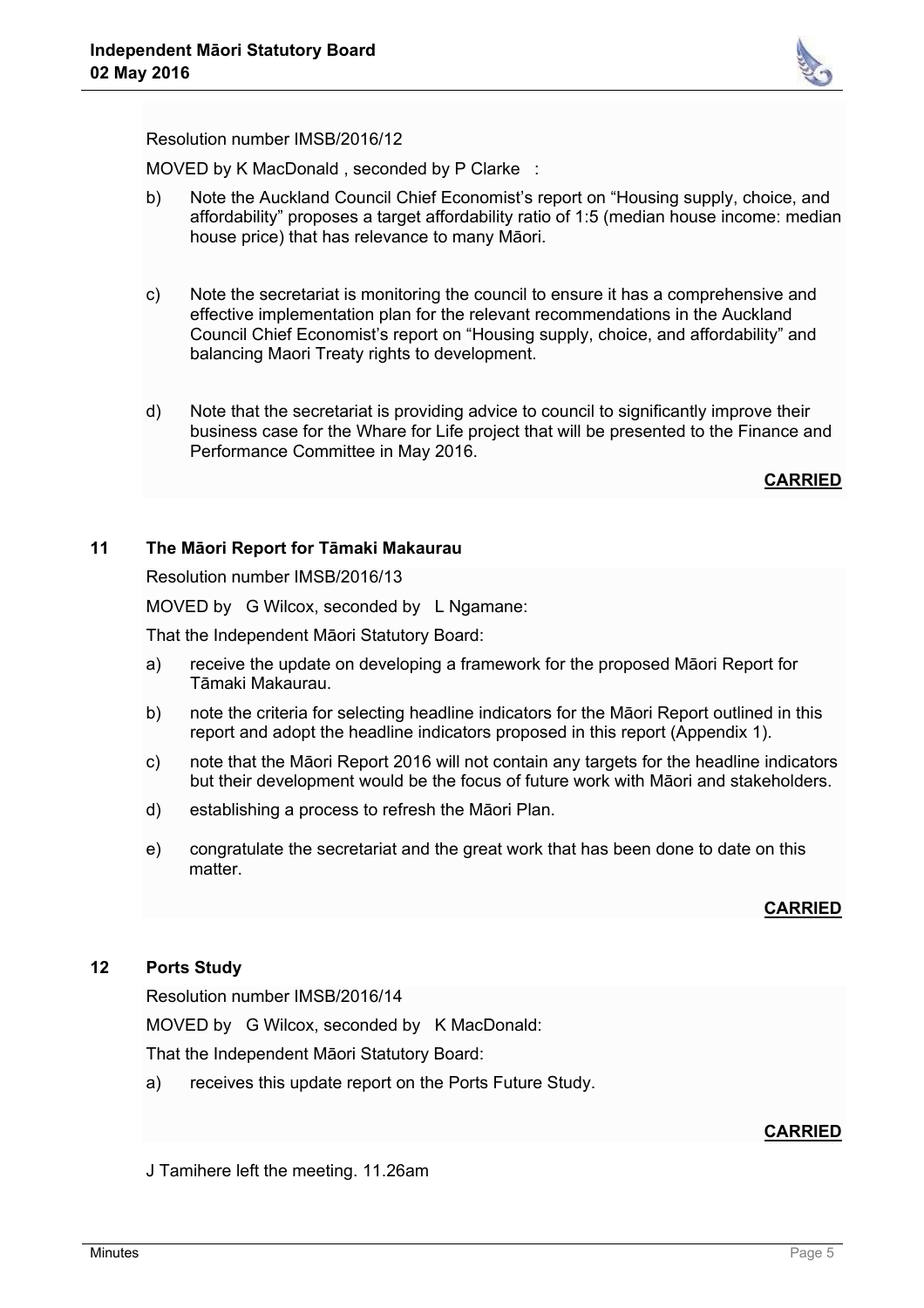Resolution number IMSB/2016/12

MOVED by K MacDonald , seconded by P Clarke :

b) Note the Auckland Council Chief Economist's report on "Housing supply, choice, and affordability" proposes a target affordability ratio of 1:5 (median house income: median house price) that has relevance to many Māori.

c) Note the secretariat is monitoring the council to ensure it has a comprehensive and effective implementation plan for the relevant recommendations in the Auckland Council Chief Economist's report on "Housing supply, choice, and affordability" and balancing Maori Treaty rights to development.

d) Note that the secretariat is providing advice to council to significantly improve their business case for the Whare for Life project that will be presented to the Finance and Performance Committee in May 2016.

**CARRIED**

## 11 The Māori Report for Tāmaki Makaurau

Resolution number IMSB/2016/13

MOVED by G Wilcox, seconded by L Ngamane:

That the Independent Māori Statutory Board:

a) receive the update on developing a framework for the proposed Māori Report for Tāmaki Makaurau.

b) note the criteria for selecting headline indicators for the Māori Report outlined in this report and adopt the headline indicators proposed in this report (Appendix 1).

c) note that the Māori Report 2016 will not contain any targets for the headline indicators but their development would be the focus of future work with Māori and stakeholders.

d) establishing a process to refresh the Māori Plan.

e) congratulate the secretariat and the great work that has been done to date on this matter.

**CARRIED**

## 12 Ports Study

Resolution number IMSB/2016/14

MOVED by G Wilcox, seconded by K MacDonald:

That the Independent Māori Statutory Board:

a) receives this update report on the Ports Future Study.

**CARRIED**

J Tamihere left the meeting. 11.26am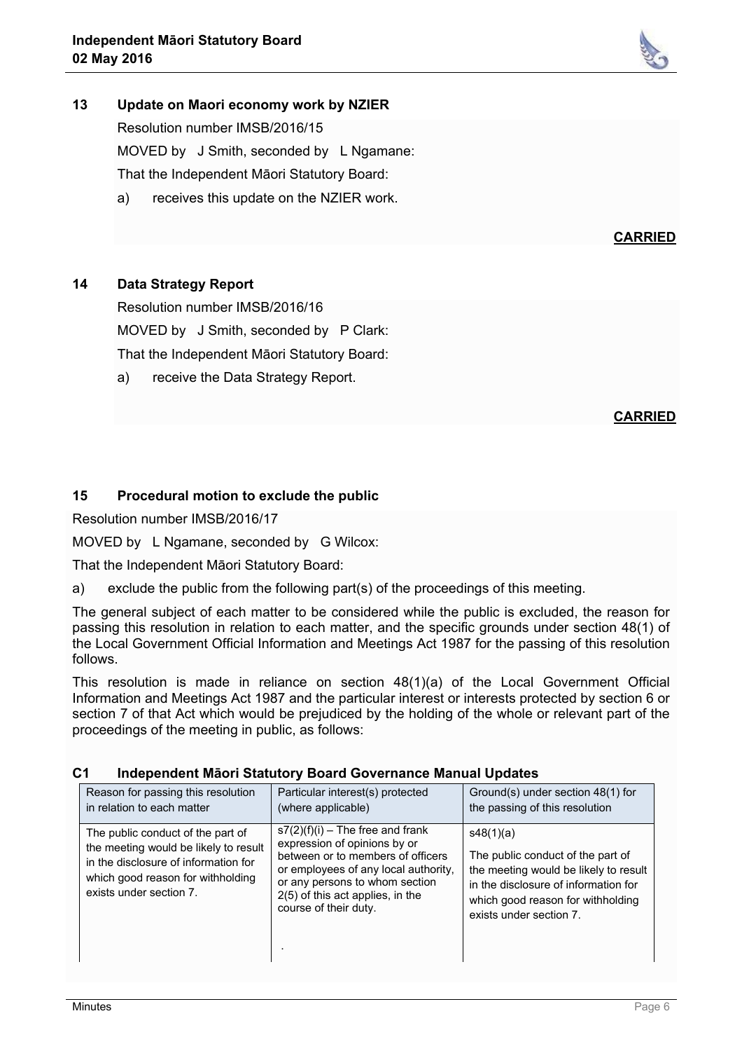## 13 Update on Maori economy work by NZIER

Resolution number IMSB/2016/15

MOVED by J Smith, seconded by L Ngamane:

That the Independent Māori Statutory Board:

a) receives this update on the NZIER work.

**CARRIED**

## 14 Data Strategy Report

Resolution number IMSB/2016/16

MOVED by J Smith, seconded by P Clark:

That the Independent Māori Statutory Board:

a) receive the Data Strategy Report.

**CARRIED**

## 15 Procedural motion to exclude the public

Resolution number IMSB/2016/17

MOVED by L Ngamane, seconded by G Wilcox:

That the Independent Māori Statutory Board:

a) exclude the public from the following part(s) of the proceedings of this meeting.

The general subject of each matter to be considered while the public is excluded, the reason for passing this resolution in relation to each matter, and the specific grounds under section 48(1) of the Local Government Official Information and Meetings Act 1987 for the passing of this resolution follows.

This resolution is made in reliance on section 48(1)(a) of the Local Government Official Information and Meetings Act 1987 and the particular interest or interests protected by section 6 or section 7 of that Act which would be prejudiced by the holding of the whole or relevant part of the proceedings of the meeting in public, as follows:

### C1 Independent Māori Statutory Board Governance Manual Updates

| Reason for passing this resolution in relation to each matter | Particular interest(s) protected (where applicable) | Ground(s) under section 48(1) for the passing of this resolution |
|---|---|---|
| The public conduct of the part of the meeting would be likely to result in the disclosure of information for which good reason for withholding exists under section 7. | s7(2)(f)(i) – The free and frank expression of opinions by or between or to members of officers or employees of any local authority, or any persons to whom section 2(5) of this act applies, in the course of their duty. | s48(1)(a)<br><br>The public conduct of the part of the meeting would be likely to result in the disclosure of information for which good reason for withholding exists under section 7. |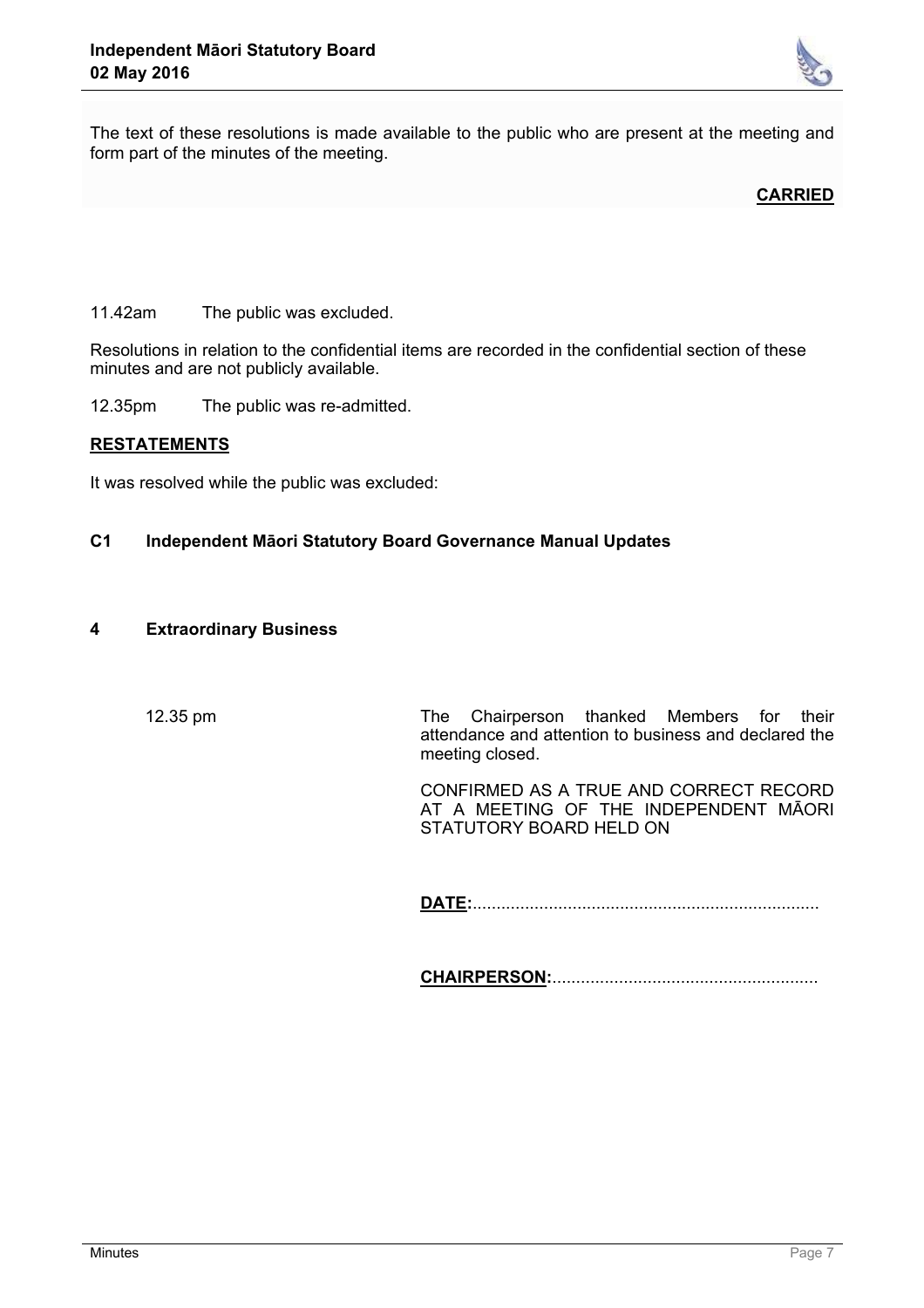The text of these resolutions is made available to the public who are present at the meeting and form part of the minutes of the meeting.

**CARRIED**

11.42am The public was excluded.

Resolutions in relation to the confidential items are recorded in the confidential section of these minutes and are not publicly available.

12.35pm The public was re-admitted.

**RESTATEMENTS**

It was resolved while the public was excluded:

**C1 Independent Māori Statutory Board Governance Manual Updates**

**4 Extraordinary Business**

12.35 pm The Chairperson thanked Members for their attendance and attention to business and declared the meeting closed.

CONFIRMED AS A TRUE AND CORRECT RECORD AT A MEETING OF THE INDEPENDENT MĀORI STATUTORY BOARD HELD ON

**DATE:**.........................................................................

**CHAIRPERSON:**........................................................